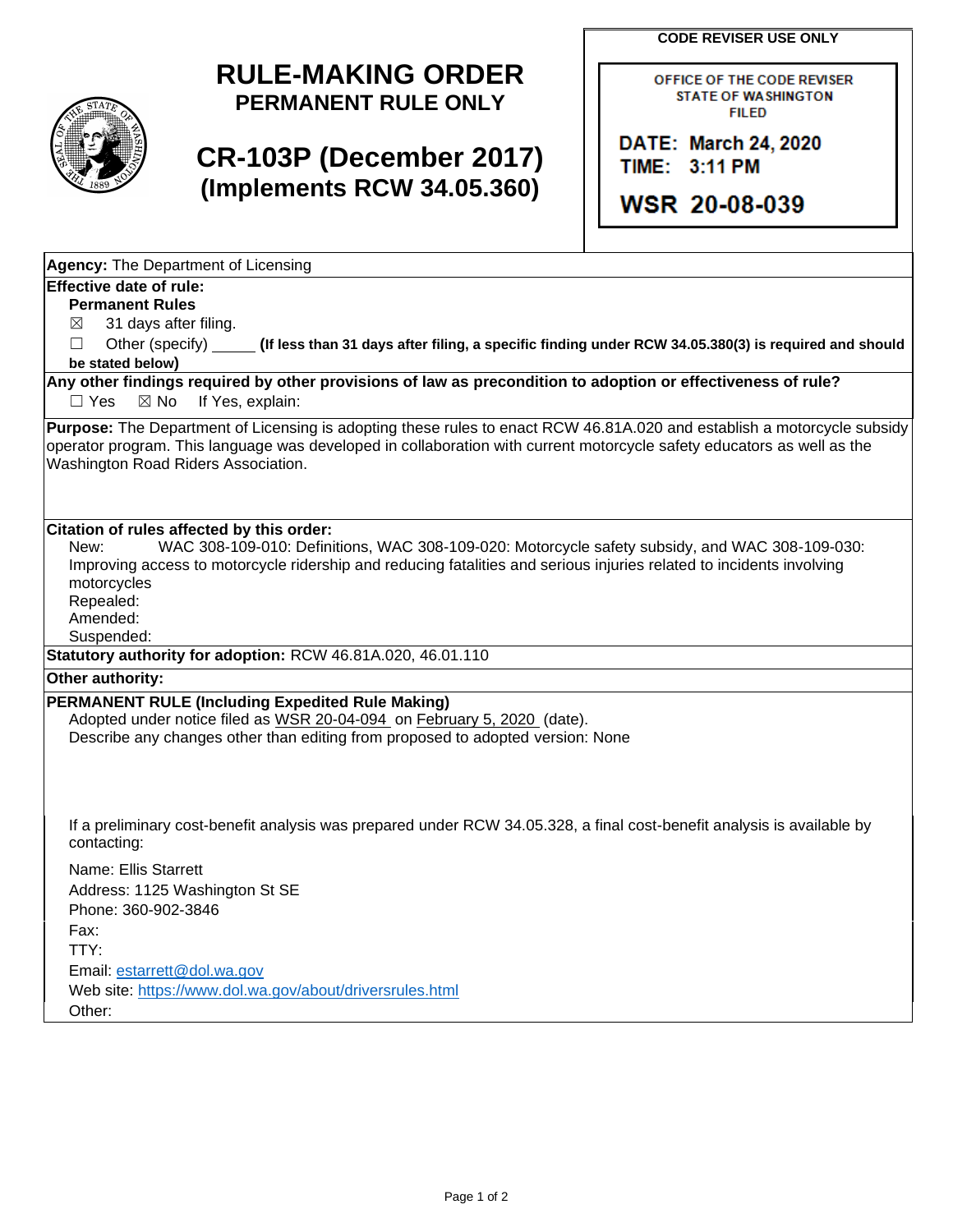# RULE-MAKING ORDER

**PERMANENT RULE ONLY**

# CR-103P (December 2017)

**(Implements RCW 34.05.360)**

**CODE REVISER USE ONLY**

OFFICE OF THE CODE REVISER
STATE OF WASHINGTON
FILED

DATE: March 24, 2020
TIME: 3:11 PM

WSR 20-08-039

**Agency:** The Department of Licensing

**Effective date of rule:**

**Permanent Rules**

☒ 31 days after filing.

☐ Other (specify) _____ **(If less than 31 days after filing, a specific finding under RCW 34.05.380(3) is required and should be stated below)**

**Any other findings required by other provisions of law as precondition to adoption or effectiveness of rule?**

☐ Yes ☒ No If Yes, explain:

**Purpose:** The Department of Licensing is adopting these rules to enact RCW 46.81A.020 and establish a motorcycle subsidy operator program. This language was developed in collaboration with current motorcycle safety educators as well as the Washington Road Riders Association.

**Citation of rules affected by this order:**

New: WAC 308-109-010: Definitions, WAC 308-109-020: Motorcycle safety subsidy, and WAC 308-109-030: Improving access to motorcycle ridership and reducing fatalities and serious injuries related to incidents involving motorcycles

Repealed:

Amended:

Suspended:

**Statutory authority for adoption:** RCW 46.81A.020, 46.01.110

**Other authority:**

**PERMANENT RULE (Including Expedited Rule Making)**

Adopted under notice filed as WSR 20-04-094 on February 5, 2020 (date).

Describe any changes other than editing from proposed to adopted version: None

If a preliminary cost-benefit analysis was prepared under RCW 34.05.328, a final cost-benefit analysis is available by contacting:

Name: Ellis Starrett

Address: 1125 Washington St SE

Phone: 360-902-3846

Fax:

TTY:

Email: estarrett@dol.wa.gov

Web site: https://www.dol.wa.gov/about/driversrules.html

Other: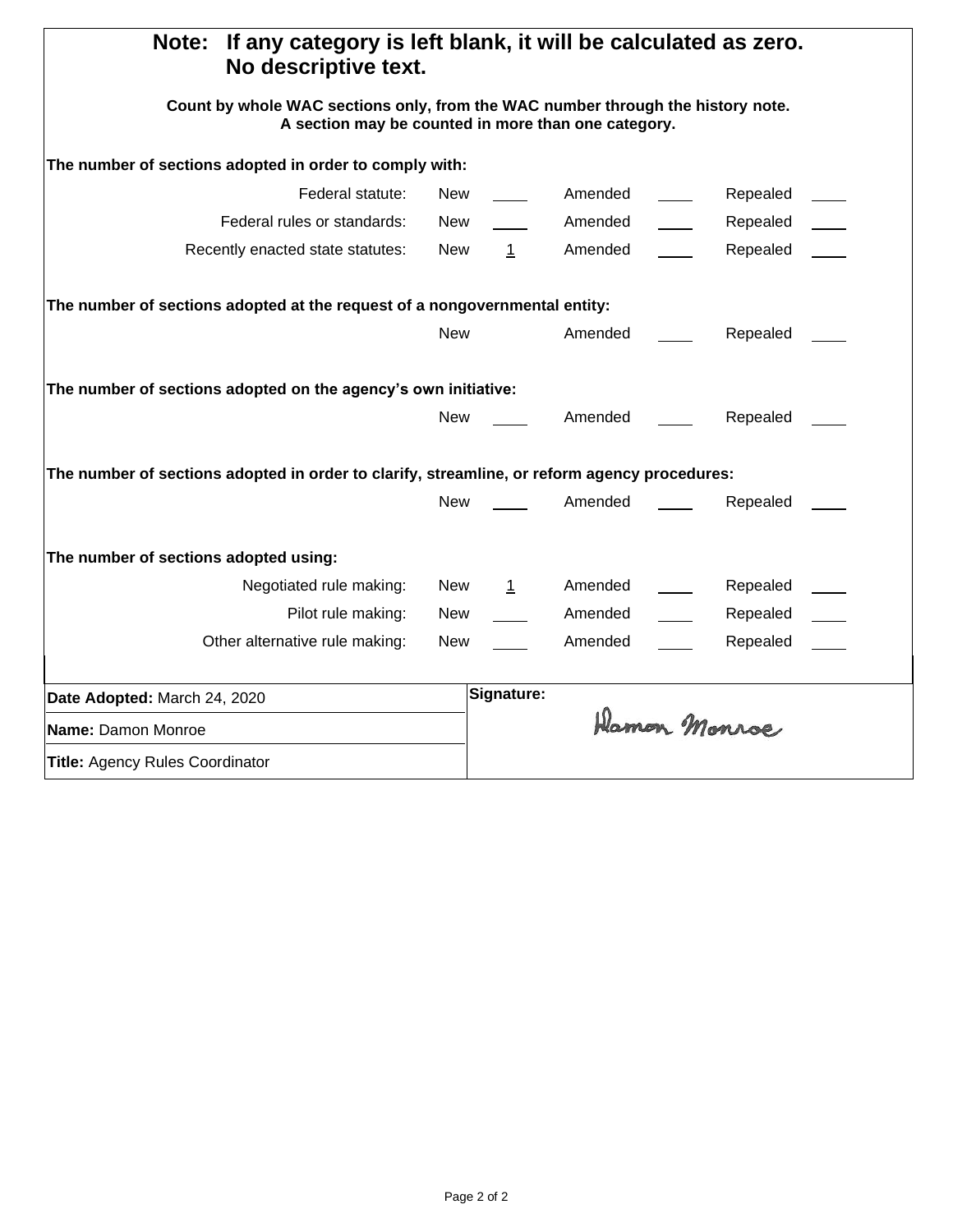**Note: If any category is left blank, it will be calculated as zero. No descriptive text.**

**Count by whole WAC sections only, from the WAC number through the history note. A section may be counted in more than one category.**

**The number of sections adopted in order to comply with:**

| | | | | | | |
|---|---|---|---|---|---|---|
| Federal statute: | New | | Amended | | Repealed | |
| Federal rules or standards: | New | | Amended | | Repealed | |
| Recently enacted state statutes: | New | 1 | Amended | | Repealed | |

**The number of sections adopted at the request of a nongovernmental entity:**

| | | | | | | |
|---|---|---|---|---|---|---|
| | New | | Amended | | Repealed | |

**The number of sections adopted on the agency's own initiative:**

| | | | | | | |
|---|---|---|---|---|---|---|
| | New | | Amended | | Repealed | |

**The number of sections adopted in order to clarify, streamline, or reform agency procedures:**

| | | | | | | |
|---|---|---|---|---|---|---|
| | New | | Amended | | Repealed | |

**The number of sections adopted using:**

| | | | | | | |
|---|---|---|---|---|---|---|
| Negotiated rule making: | New | 1 | Amended | | Repealed | |
| Pilot rule making: | New | | Amended | | Repealed | |
| Other alternative rule making: | New | | Amended | | Repealed | |

| | |
|---|---|
| **Date Adopted:** March 24, 2020 | **Signature:** Damon Monroe |
| **Name:** Damon Monroe | |
| **Title:** Agency Rules Coordinator | |